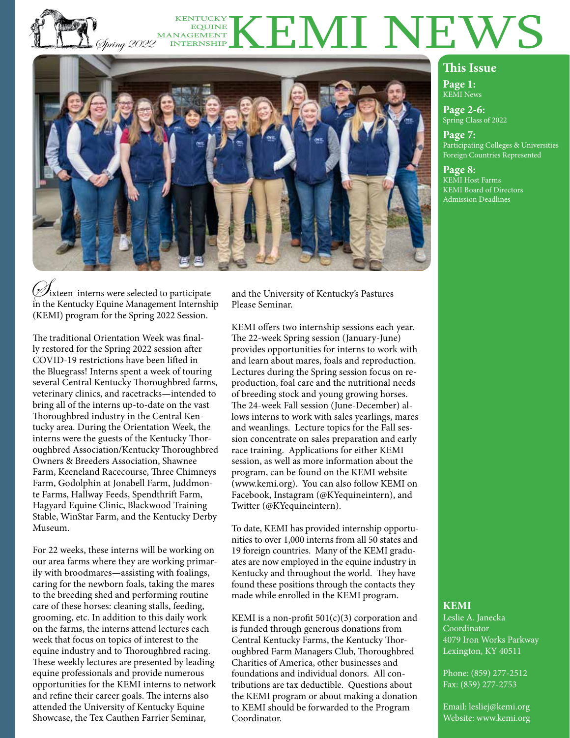# KEMI NEWS

KENTUCKY EQUINE MANAGEMENT INTERNSHIP

*Spring 2022*

## This Issue

**Page 1:**
KEMI News

**Page 2-6:**
Spring Class of 2022

**Page 7:**
Participating Colleges & Universities
Foreign Countries Represented

**Page 8:**
KEMI Host Farms
KEMI Board of Directors
Admission Deadlines

Sixteen interns were selected to participate in the Kentucky Equine Management Internship (KEMI) program for the Spring 2022 Session.

The traditional Orientation Week was finally restored for the Spring 2022 session after COVID-19 restrictions have been lifted in the Bluegrass! Interns spent a week of touring several Central Kentucky Thoroughbred farms, veterinary clinics, and racetracks—intended to bring all of the interns up-to-date on the vast Thoroughbred industry in the Central Kentucky area. During the Orientation Week, the interns were the guests of the Kentucky Thoroughbred Association/Kentucky Thoroughbred Owners & Breeders Association, Shawnee Farm, Keeneland Racecourse, Three Chimneys Farm, Godolphin at Jonabell Farm, Juddmonte Farms, Hallway Feeds, Spendthrift Farm, Hagyard Equine Clinic, Blackwood Training Stable, WinStar Farm, and the Kentucky Derby Museum.

For 22 weeks, these interns will be working on our area farms where they are working primarily with broodmares—assisting with foalings, caring for the newborn foals, taking the mares to the breeding shed and performing routine care of these horses: cleaning stalls, feeding, grooming, etc. In addition to this daily work on the farms, the interns attend lectures each week that focus on topics of interest to the equine industry and to Thoroughbred racing. These weekly lectures are presented by leading equine professionals and provide numerous opportunities for the KEMI interns to network and refine their career goals. The interns also attended the University of Kentucky Equine Showcase, the Tex Cauthen Farrier Seminar, and the University of Kentucky's Pastures Please Seminar.

KEMI offers two internship sessions each year. The 22-week Spring session (January-June) provides opportunities for interns to work with and learn about mares, foals and reproduction. Lectures during the Spring session focus on reproduction, foal care and the nutritional needs of breeding stock and young growing horses. The 24-week Fall session (June-December) allows interns to work with sales yearlings, mares and weanlings. Lecture topics for the Fall session concentrate on sales preparation and early race training. Applications for either KEMI session, as well as more information about the program, can be found on the KEMI website (www.kemi.org). You can also follow KEMI on Facebook, Instagram (@KYequineintern), and Twitter (@KYequineintern).

To date, KEMI has provided internship opportunities to over 1,000 interns from all 50 states and 19 foreign countries. Many of the KEMI graduates are now employed in the equine industry in Kentucky and throughout the world. They have found these positions through the contacts they made while enrolled in the KEMI program.

KEMI is a non-profit 501(c)(3) corporation and is funded through generous donations from Central Kentucky Farms, the Kentucky Thoroughbred Farm Managers Club, Thoroughbred Charities of America, other businesses and foundations and individual donors. All contributions are tax deductible. Questions about the KEMI program or about making a donation to KEMI should be forwarded to the Program Coordinator.

**KEMI**
Leslie A. Janecka
Coordinator
4079 Iron Works Parkway
Lexington, KY 40511

Phone: (859) 277-2512
Fax: (859) 277-2753

Email: lesliej@kemi.org
Website: www.kemi.org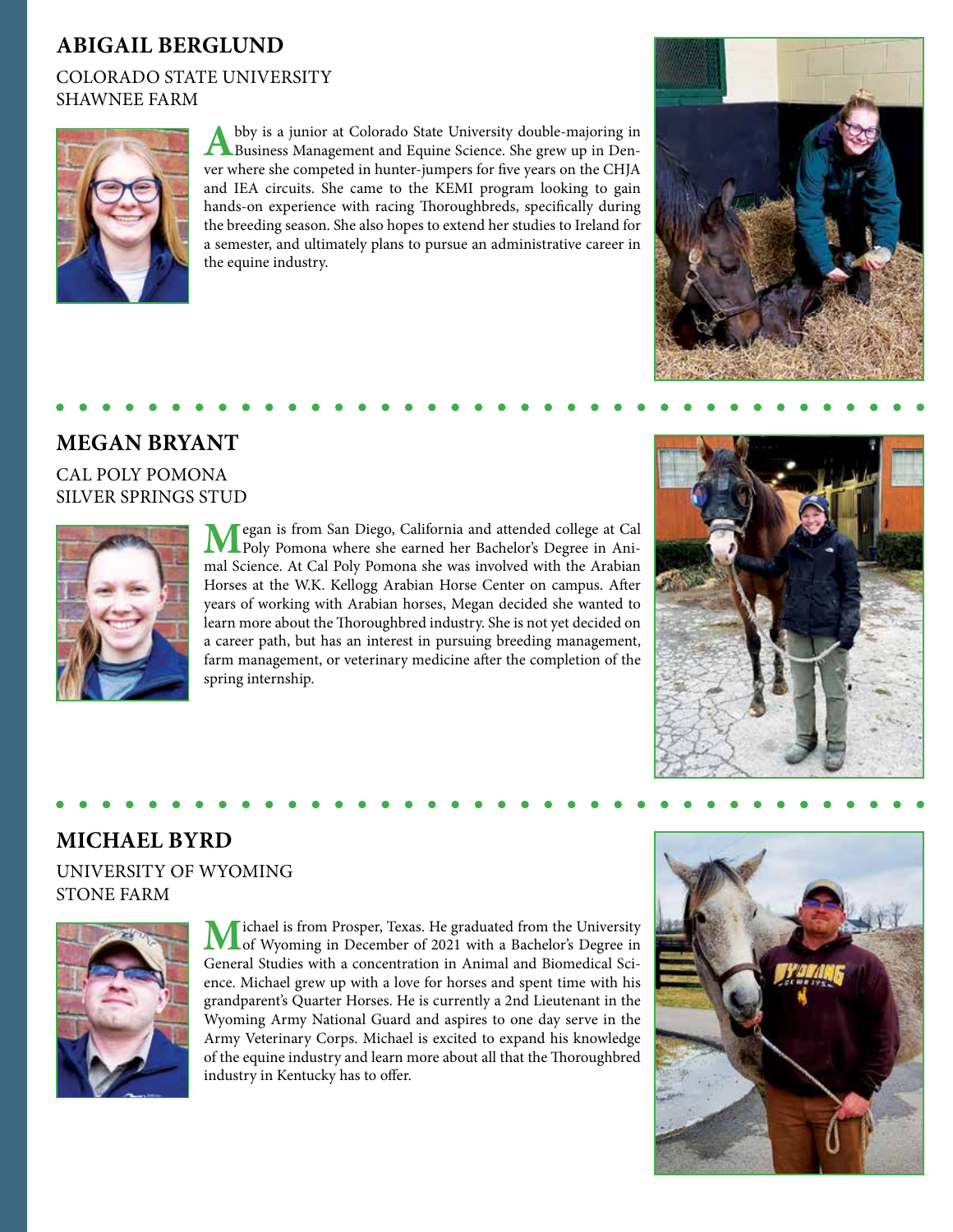## ABIGAIL BERGLUND

COLORADO STATE UNIVERSITY
SHAWNEE FARM

Abby is a junior at Colorado State University double-majoring in Business Management and Equine Science. She grew up in Denver where she competed in hunter-jumpers for five years on the CHJA and IEA circuits. She came to the KEMI program looking to gain hands-on experience with racing Thoroughbreds, specifically during the breeding season. She also hopes to extend her studies to Ireland for a semester, and ultimately plans to pursue an administrative career in the equine industry.

## MEGAN BRYANT

CAL POLY POMONA
SILVER SPRINGS STUD

Megan is from San Diego, California and attended college at Cal Poly Pomona where she earned her Bachelor's Degree in Animal Science. At Cal Poly Pomona she was involved with the Arabian Horses at the W.K. Kellogg Arabian Horse Center on campus. After years of working with Arabian horses, Megan decided she wanted to learn more about the Thoroughbred industry. She is not yet decided on a career path, but has an interest in pursuing breeding management, farm management, or veterinary medicine after the completion of the spring internship.

## MICHAEL BYRD

UNIVERSITY OF WYOMING
STONE FARM

Michael is from Prosper, Texas. He graduated from the University of Wyoming in December of 2021 with a Bachelor's Degree in General Studies with a concentration in Animal and Biomedical Science. Michael grew up with a love for horses and spent time with his grandparent's Quarter Horses. He is currently a 2nd Lieutenant in the Wyoming Army National Guard and aspires to one day serve in the Army Veterinary Corps. Michael is excited to expand his knowledge of the equine industry and learn more about all that the Thoroughbred industry in Kentucky has to offer.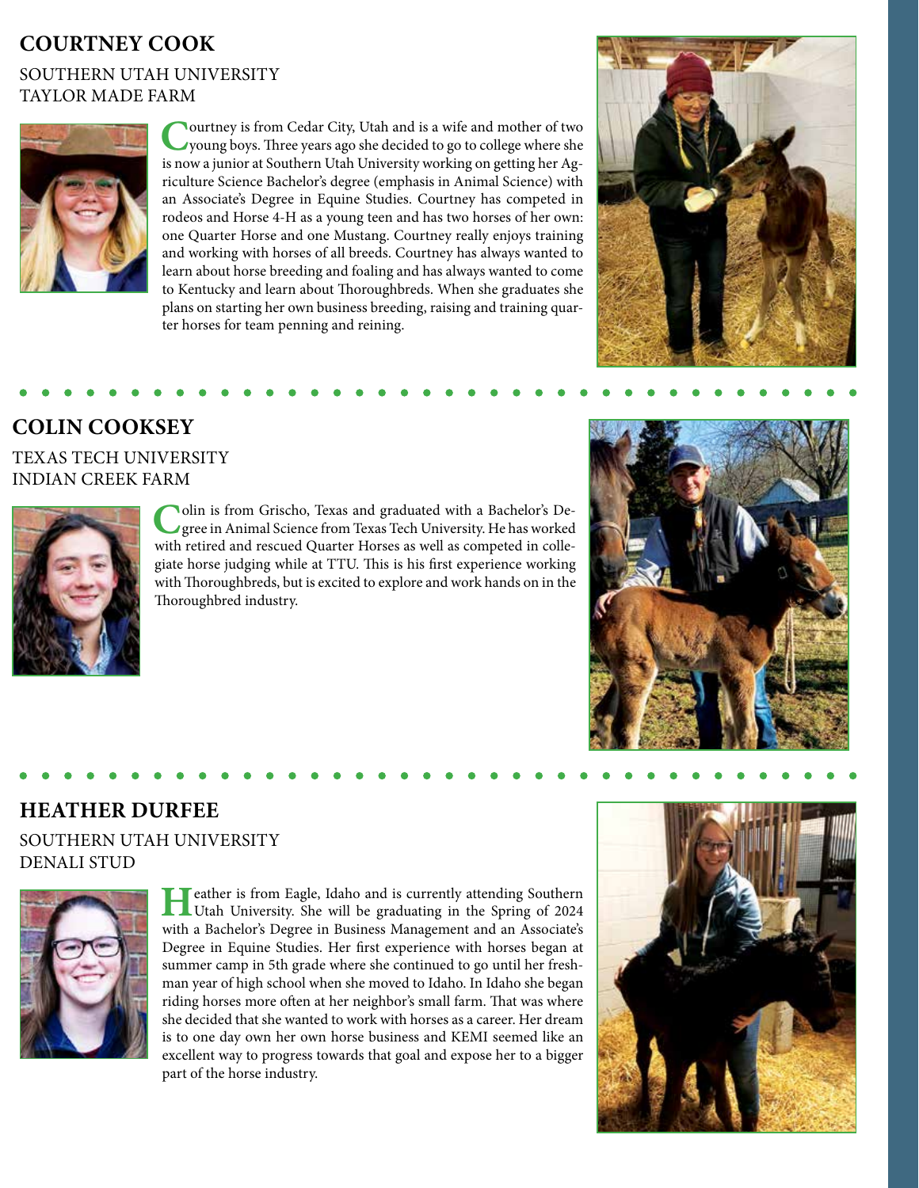## COURTNEY COOK

SOUTHERN UTAH UNIVERSITY
TAYLOR MADE FARM

Courtney is from Cedar City, Utah and is a wife and mother of two young boys. Three years ago she decided to go to college where she is now a junior at Southern Utah University working on getting her Agriculture Science Bachelor's degree (emphasis in Animal Science) with an Associate's Degree in Equine Studies. Courtney has competed in rodeos and Horse 4-H as a young teen and has two horses of her own: one Quarter Horse and one Mustang. Courtney really enjoys training and working with horses of all breeds. Courtney has always wanted to learn about horse breeding and foaling and has always wanted to come to Kentucky and learn about Thoroughbreds. When she graduates she plans on starting her own business breeding, raising and training quarter horses for team penning and reining.

## COLIN COOKSEY

TEXAS TECH UNIVERSITY
INDIAN CREEK FARM

Colin is from Grischo, Texas and graduated with a Bachelor's Degree in Animal Science from Texas Tech University. He has worked with retired and rescued Quarter Horses as well as competed in collegiate horse judging while at TTU. This is his first experience working with Thoroughbreds, but is excited to explore and work hands on in the Thoroughbred industry.

## HEATHER DURFEE

SOUTHERN UTAH UNIVERSITY
DENALI STUD

Heather is from Eagle, Idaho and is currently attending Southern Utah University. She will be graduating in the Spring of 2024 with a Bachelor's Degree in Business Management and an Associate's Degree in Equine Studies. Her first experience with horses began at summer camp in 5th grade where she continued to go until her freshman year of high school when she moved to Idaho. In Idaho she began riding horses more often at her neighbor's small farm. That was where she decided that she wanted to work with horses as a career. Her dream is to one day own her own horse business and KEMI seemed like an excellent way to progress towards that goal and expose her to a bigger part of the horse industry.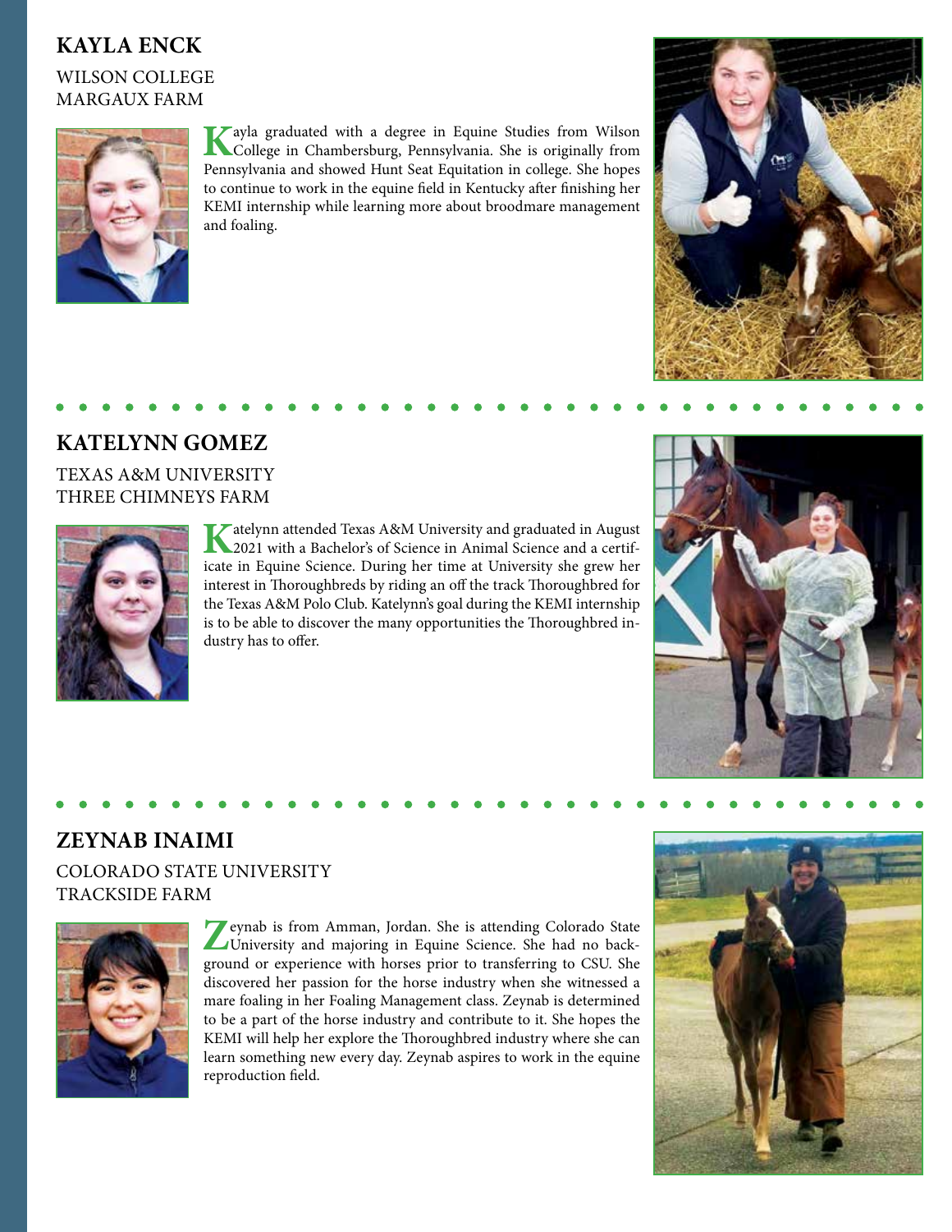## KAYLA ENCK

WILSON COLLEGE
MARGAUX FARM

Kayla graduated with a degree in Equine Studies from Wilson College in Chambersburg, Pennsylvania. She is originally from Pennsylvania and showed Hunt Seat Equitation in college. She hopes to continue to work in the equine field in Kentucky after finishing her KEMI internship while learning more about broodmare management and foaling.

## KATELYNN GOMEZ

TEXAS A&M UNIVERSITY
THREE CHIMNEYS FARM

Katelynn attended Texas A&M University and graduated in August 2021 with a Bachelor's of Science in Animal Science and a certificate in Equine Science. During her time at University she grew her interest in Thoroughbreds by riding an off the track Thoroughbred for the Texas A&M Polo Club. Katelynn's goal during the KEMI internship is to be able to discover the many opportunities the Thoroughbred industry has to offer.

## ZEYNAB INAIMI

COLORADO STATE UNIVERSITY
TRACKSIDE FARM

Zeynab is from Amman, Jordan. She is attending Colorado State University and majoring in Equine Science. She had no background or experience with horses prior to transferring to CSU. She discovered her passion for the horse industry when she witnessed a mare foaling in her Foaling Management class. Zeynab is determined to be a part of the horse industry and contribute to it. She hopes the KEMI will help her explore the Thoroughbred industry where she can learn something new every day. Zeynab aspires to work in the equine reproduction field.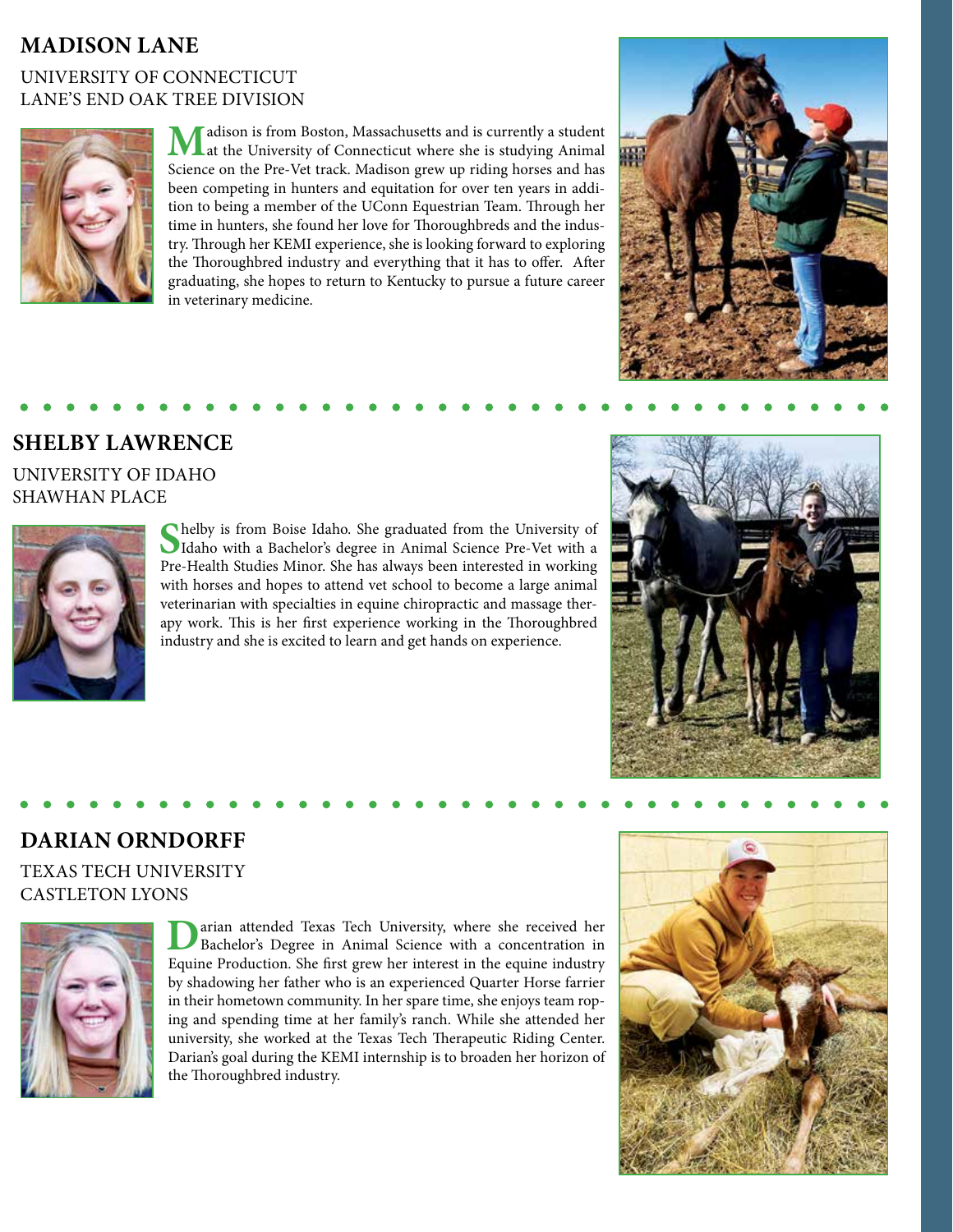## MADISON LANE

UNIVERSITY OF CONNECTICUT
LANE'S END OAK TREE DIVISION

Madison is from Boston, Massachusetts and is currently a student at the University of Connecticut where she is studying Animal Science on the Pre-Vet track. Madison grew up riding horses and has been competing in hunters and equitation for over ten years in addition to being a member of the UConn Equestrian Team. Through her time in hunters, she found her love for Thoroughbreds and the industry. Through her KEMI experience, she is looking forward to exploring the Thoroughbred industry and everything that it has to offer. After graduating, she hopes to return to Kentucky to pursue a future career in veterinary medicine.

## SHELBY LAWRENCE

UNIVERSITY OF IDAHO
SHAWHAN PLACE

Shelby is from Boise Idaho. She graduated from the University of Idaho with a Bachelor's degree in Animal Science Pre-Vet with a Pre-Health Studies Minor. She has always been interested in working with horses and hopes to attend vet school to become a large animal veterinarian with specialties in equine chiropractic and massage therapy work. This is her first experience working in the Thoroughbred industry and she is excited to learn and get hands on experience.

## DARIAN ORNDORFF

TEXAS TECH UNIVERSITY
CASTLETON LYONS

Darian attended Texas Tech University, where she received her Bachelor's Degree in Animal Science with a concentration in Equine Production. She first grew her interest in the equine industry by shadowing her father who is an experienced Quarter Horse farrier in their hometown community. In her spare time, she enjoys team roping and spending time at her family's ranch. While she attended her university, she worked at the Texas Tech Therapeutic Riding Center. Darian's goal during the KEMI internship is to broaden her horizon of the Thoroughbred industry.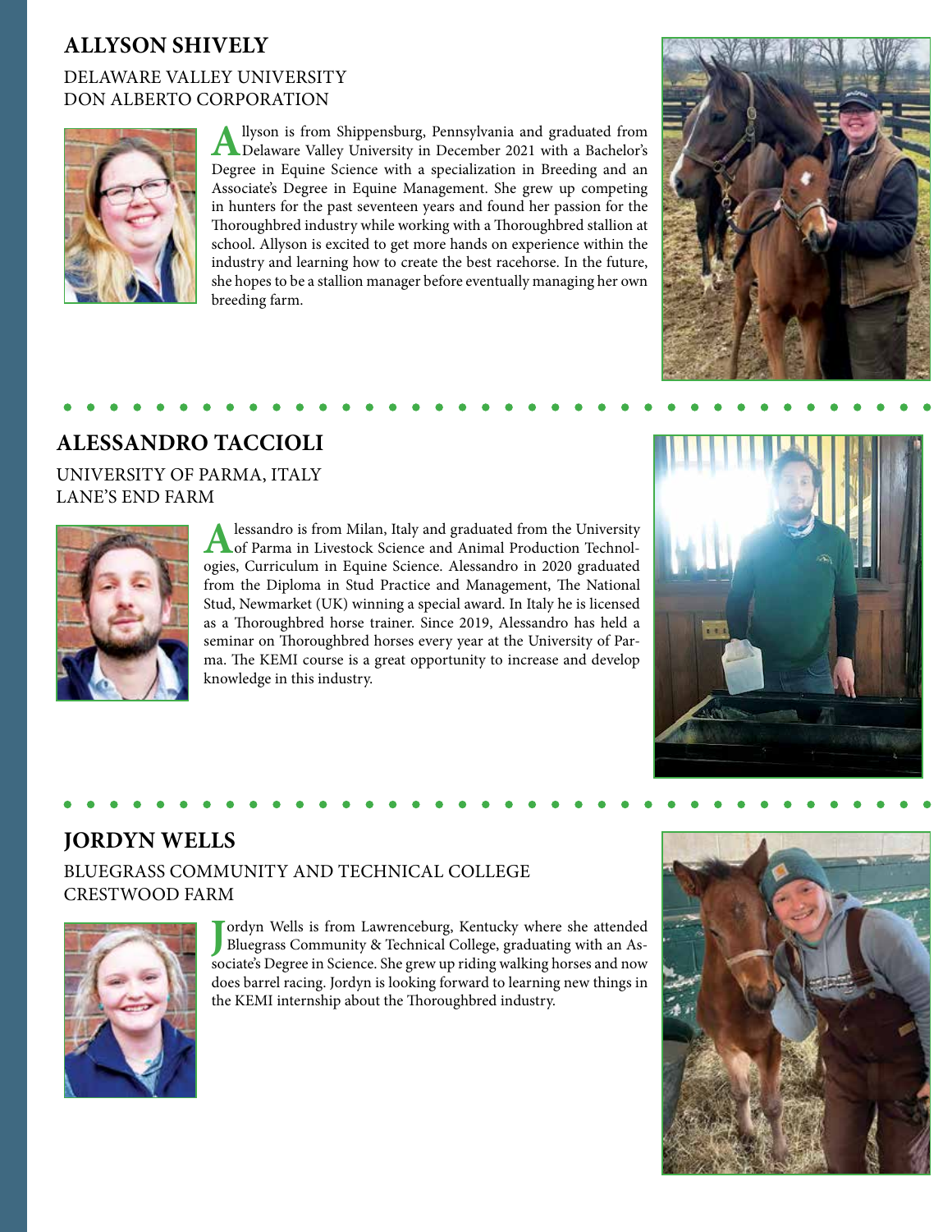## ALLYSON SHIVELY

DELAWARE VALLEY UNIVERSITY
DON ALBERTO CORPORATION

Allyson is from Shippensburg, Pennsylvania and graduated from Delaware Valley University in December 2021 with a Bachelor's Degree in Equine Science with a specialization in Breeding and an Associate's Degree in Equine Management. She grew up competing in hunters for the past seventeen years and found her passion for the Thoroughbred industry while working with a Thoroughbred stallion at school. Allyson is excited to get more hands on experience within the industry and learning how to create the best racehorse. In the future, she hopes to be a stallion manager before eventually managing her own breeding farm.

## ALESSANDRO TACCIOLI

UNIVERSITY OF PARMA, ITALY
LANE'S END FARM

Alessandro is from Milan, Italy and graduated from the University of Parma in Livestock Science and Animal Production Technologies, Curriculum in Equine Science. Alessandro in 2020 graduated from the Diploma in Stud Practice and Management, The National Stud, Newmarket (UK) winning a special award. In Italy he is licensed as a Thoroughbred horse trainer. Since 2019, Alessandro has held a seminar on Thoroughbred horses every year at the University of Parma. The KEMI course is a great opportunity to increase and develop knowledge in this industry.

## JORDYN WELLS

BLUEGRASS COMMUNITY AND TECHNICAL COLLEGE
CRESTWOOD FARM

Jordyn Wells is from Lawrenceburg, Kentucky where she attended Bluegrass Community & Technical College, graduating with an Associate's Degree in Science. She grew up riding walking horses and now does barrel racing. Jordyn is looking forward to learning new things in the KEMI internship about the Thoroughbred industry.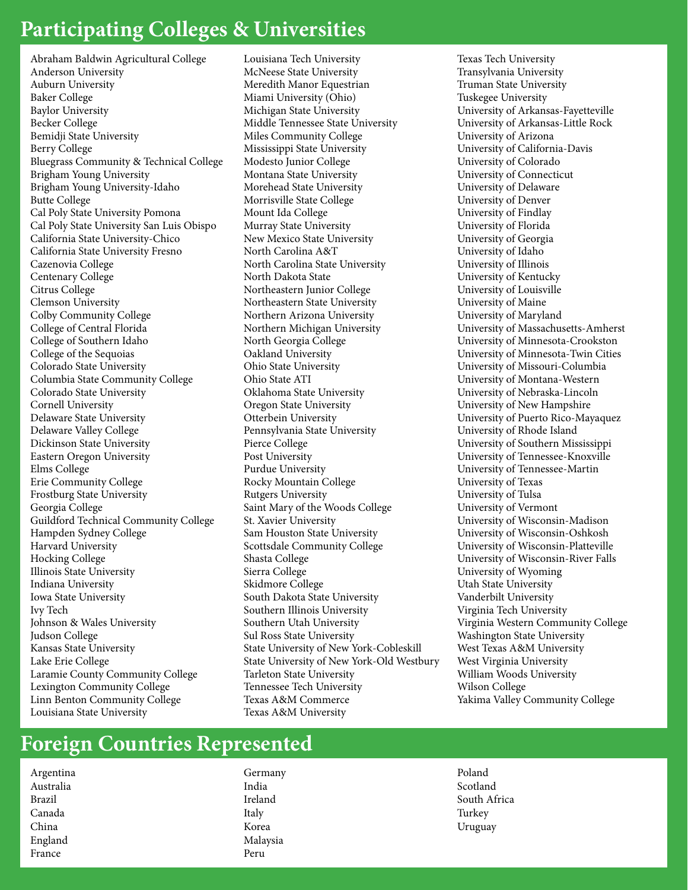# Participating Colleges & Universities

Abraham Baldwin Agricultural College
Anderson University
Auburn University
Baker College
Baylor University
Becker College
Bemidji State University
Berry College
Bluegrass Community & Technical College
Brigham Young University
Brigham Young University-Idaho
Butte College
Cal Poly State University Pomona
Cal Poly State University San Luis Obispo
California State University-Chico
California State University Fresno
Cazenovia College
Centenary College
Citrus College
Clemson University
Colby Community College
College of Central Florida
College of Southern Idaho
College of the Sequoias
Colorado State University
Columbia State Community College
Colorado State University
Cornell University
Delaware State University
Delaware Valley College
Dickinson State University
Eastern Oregon University
Elms College
Erie Community College
Frostburg State University
Georgia College
Guildford Technical Community College
Hampden Sydney College
Harvard University
Hocking College
Illinois State University
Indiana University
Iowa State University
Ivy Tech
Johnson & Wales University
Judson College
Kansas State University
Lake Erie College
Laramie County Community College
Lexington Community College
Linn Benton Community College
Louisiana State University
Louisiana Tech University
McNeese State University
Meredith Manor Equestrian
Miami University (Ohio)
Michigan State University
Middle Tennessee State University
Miles Community College
Mississippi State University
Modesto Junior College
Montana State University
Morehead State University
Morrisville State College
Mount Ida College
Murray State University
New Mexico State University
North Carolina A&T
North Carolina State University
North Dakota State
Northeastern Junior College
Northeastern State University
Northern Arizona University
Northern Michigan University
North Georgia College
Oakland University
Ohio State University
Ohio State ATI
Oklahoma State University
Oregon State University
Otterbein University
Pennsylvania State University
Pierce College
Post University
Purdue University
Rocky Mountain College
Rutgers University
Saint Mary of the Woods College
St. Xavier University
Sam Houston State University
Scottsdale Community College
Shasta College
Sierra College
Skidmore College
South Dakota State University
Southern Illinois University
Southern Utah University
Sul Ross State University
State University of New York-Cobleskill
State University of New York-Old Westbury
Tarleton State University
Tennessee Tech University
Texas A&M Commerce
Texas A&M University
Texas Tech University
Transylvania University
Truman State University
Tuskegee University
University of Arkansas-Fayetteville
University of Arkansas-Little Rock
University of Arizona
University of California-Davis
University of Colorado
University of Connecticut
University of Delaware
University of Denver
University of Findlay
University of Florida
University of Georgia
University of Idaho
University of Illinois
University of Kentucky
University of Louisville
University of Maine
University of Maryland
University of Massachusetts-Amherst
University of Minnesota-Crookston
University of Minnesota-Twin Cities
University of Missouri-Columbia
University of Montana-Western
University of Nebraska-Lincoln
University of New Hampshire
University of Puerto Rico-Mayaquez
University of Rhode Island
University of Southern Mississippi
University of Tennessee-Knoxville
University of Tennessee-Martin
University of Texas
University of Tulsa
University of Vermont
University of Wisconsin-Madison
University of Wisconsin-Oshkosh
University of Wisconsin-Platteville
University of Wisconsin-River Falls
University of Wyoming
Utah State University
Vanderbilt University
Virginia Tech University
Virginia Western Community College
Washington State University
West Texas A&M University
West Virginia University
William Woods University
Wilson College
Yakima Valley Community College

# Foreign Countries Represented

Argentina
Australia
Brazil
Canada
China
England
France
Germany
India
Ireland
Italy
Korea
Malaysia
Peru
Poland
Scotland
South Africa
Turkey
Uruguay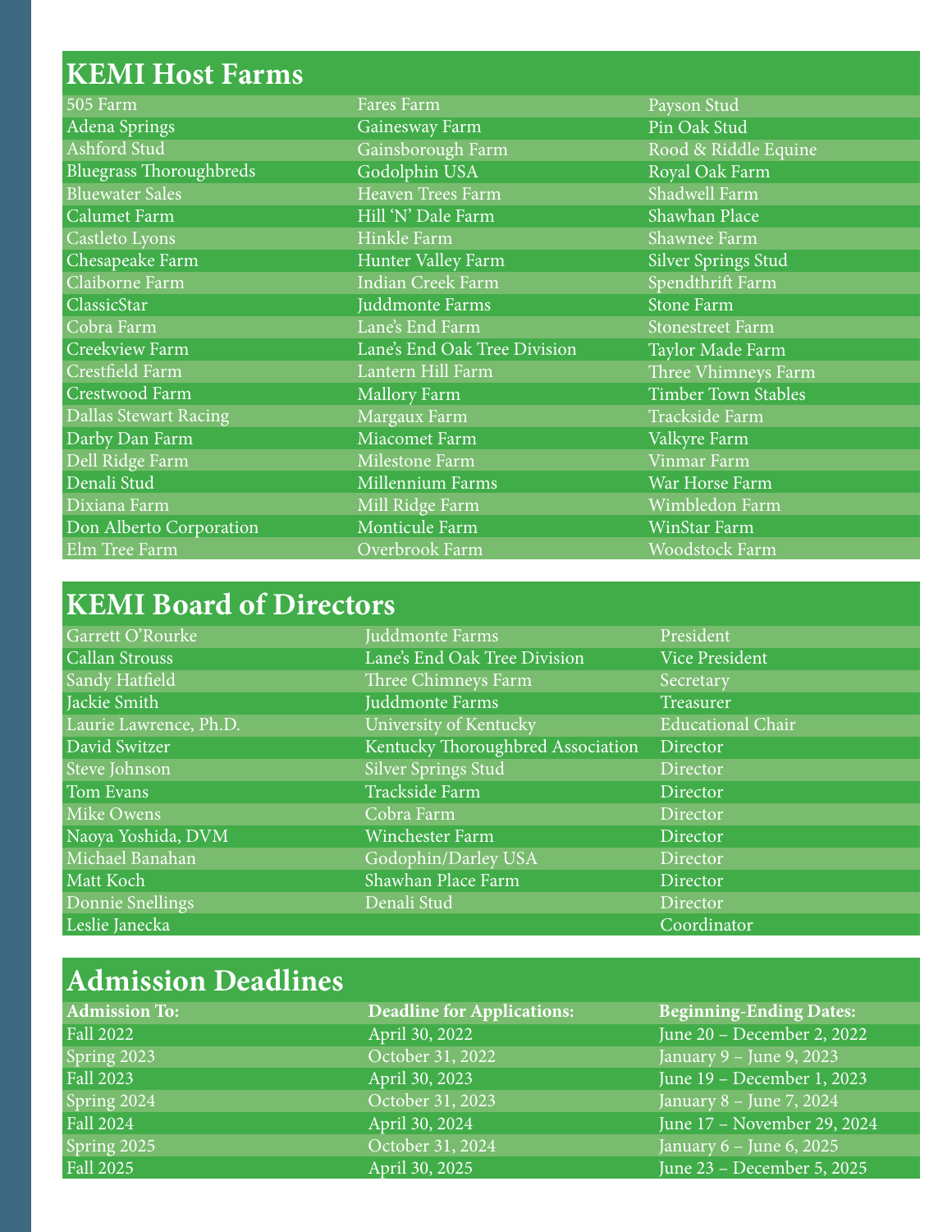## KEMI Host Farms

| | | |
|---|---|---|
| 505 Farm | Fares Farm | Payson Stud |
| Adena Springs | Gainesway Farm | Pin Oak Stud |
| Ashford Stud | Gainsborough Farm | Rood & Riddle Equine |
| Bluegrass Thoroughbreds | Godolphin USA | Royal Oak Farm |
| Bluewater Sales | Heaven Trees Farm | Shadwell Farm |
| Calumet Farm | Hill 'N' Dale Farm | Shawhan Place |
| Castleto Lyons | Hinkle Farm | Shawnee Farm |
| Chesapeake Farm | Hunter Valley Farm | Silver Springs Stud |
| Claiborne Farm | Indian Creek Farm | Spendthrift Farm |
| ClassicStar | Juddmonte Farms | Stone Farm |
| Cobra Farm | Lane's End Farm | Stonestreet Farm |
| Creekview Farm | Lane's End Oak Tree Division | Taylor Made Farm |
| Crestfield Farm | Lantern Hill Farm | Three Vhimneys Farm |
| Crestwood Farm | Mallory Farm | Timber Town Stables |
| Dallas Stewart Racing | Margaux Farm | Trackside Farm |
| Darby Dan Farm | Miacomet Farm | Valkyre Farm |
| Dell Ridge Farm | Milestone Farm | Vinmar Farm |
| Denali Stud | Millennium Farms | War Horse Farm |
| Dixiana Farm | Mill Ridge Farm | Wimbledon Farm |
| Don Alberto Corporation | Monticule Farm | WinStar Farm |
| Elm Tree Farm | Overbrook Farm | Woodstock Farm |

## KEMI Board of Directors

| | | |
|---|---|---|
| Garrett O'Rourke | Juddmonte Farms | President |
| Callan Strouss | Lane's End Oak Tree Division | Vice President |
| Sandy Hatfield | Three Chimneys Farm | Secretary |
| Jackie Smith | Juddmonte Farms | Treasurer |
| Laurie Lawrence, Ph.D. | University of Kentucky | Educational Chair |
| David Switzer | Kentucky Thoroughbred Association | Director |
| Steve Johnson | Silver Springs Stud | Director |
| Tom Evans | Trackside Farm | Director |
| Mike Owens | Cobra Farm | Director |
| Naoya Yoshida, DVM | Winchester Farm | Director |
| Michael Banahan | Godophin/Darley USA | Director |
| Matt Koch | Shawhan Place Farm | Director |
| Donnie Snellings | Denali Stud | Director |
| Leslie Janecka | | Coordinator |

## Admission Deadlines

| Admission To: | Deadline for Applications: | Beginning-Ending Dates: |
|---|---|---|
| Fall 2022 | April 30, 2022 | June 20 – December 2, 2022 |
| Spring 2023 | October 31, 2022 | January 9 – June 9, 2023 |
| Fall 2023 | April 30, 2023 | June 19 – December 1, 2023 |
| Spring 2024 | October 31, 2023 | January 8 – June 7, 2024 |
| Fall 2024 | April 30, 2024 | June 17 – November 29, 2024 |
| Spring 2025 | October 31, 2024 | January 6 – June 6, 2025 |
| Fall 2025 | April 30, 2025 | June 23 – December 5, 2025 |